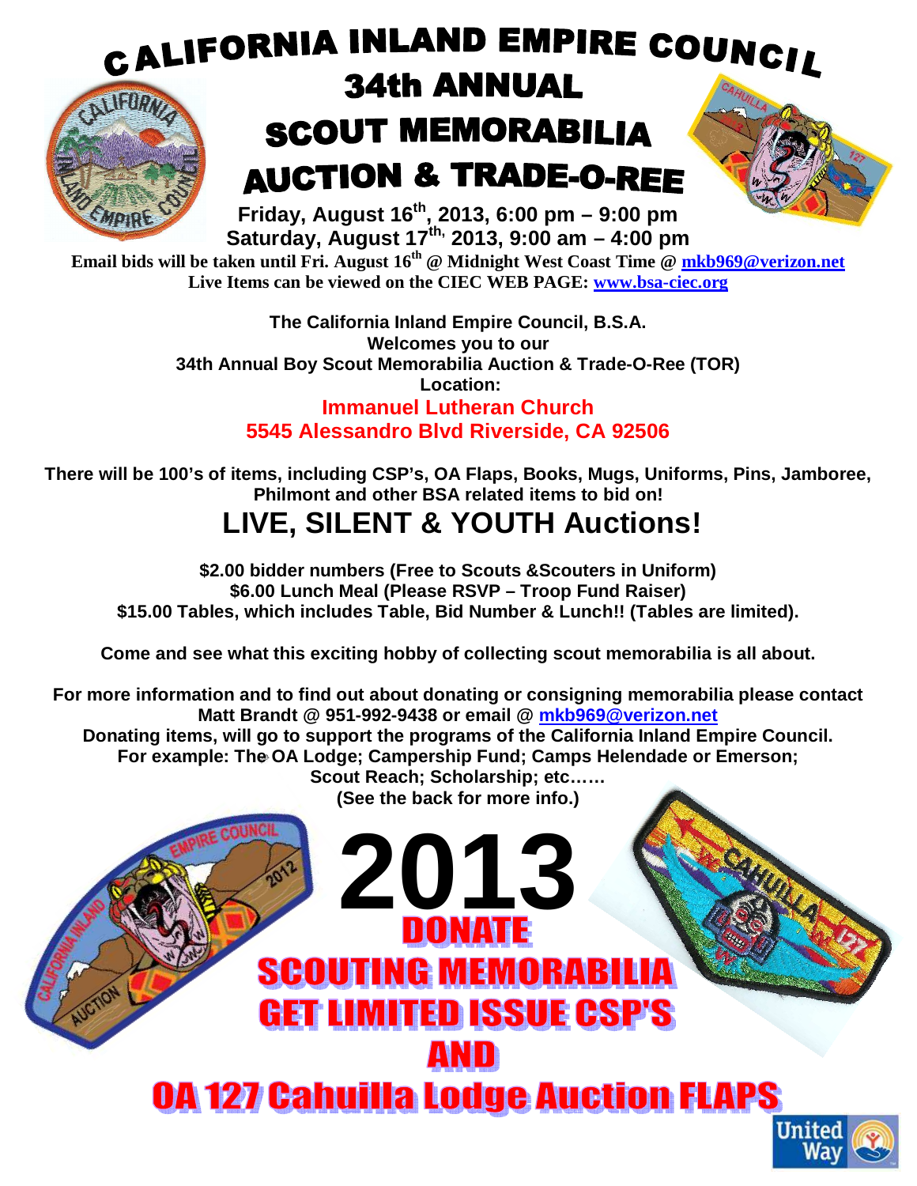# CALIFORNIA INLAND EMPIRE COUNCIL

# 34th ANNUAL SCOUT MEMORABILIA AUCTION & TRADE-O-REE

**Friday, August 16th, 2013, 6:00 pm – 9:00 pm**
**Saturday, August 17th, 2013, 9:00 am – 4:00 pm**

**Email bids will be taken until Fri. August 16th @ Midnight West Coast Time @ mkb969@verizon.net**
**Live Items can be viewed on the CIEC WEB PAGE: www.bsa-ciec.org**

**The California Inland Empire Council, B.S.A.**
**Welcomes you to our**
**34th Annual Boy Scout Memorabilia Auction & Trade-O-Ree (TOR)**
**Location:**
**Immanuel Lutheran Church**
**5545 Alessandro Blvd Riverside, CA 92506**

**There will be 100's of items, including CSP's, OA Flaps, Books, Mugs, Uniforms, Pins, Jamboree, Philmont and other BSA related items to bid on!**

## LIVE, SILENT & YOUTH Auctions!

**$2.00 bidder numbers (Free to Scouts &Scouters in Uniform)**
**$6.00 Lunch Meal (Please RSVP – Troop Fund Raiser)**
**$15.00 Tables, which includes Table, Bid Number & Lunch!! (Tables are limited).**

**Come and see what this exciting hobby of collecting scout memorabilia is all about.**

**For more information and to find out about donating or consigning memorabilia please contact Matt Brandt @ 951-992-9438 or email @ mkb969@verizon.net**
**Donating items, will go to support the programs of the California Inland Empire Council.**
**For example: The OA Lodge; Campership Fund; Camps Helendade or Emerson; Scout Reach; Scholarship; etc……**
**(See the back for more info.)**

# 2013

## DONATE SCOUTING MEMORABILIA GET LIMITED ISSUE CSP'S AND OA 127 Cahuilla Lodge Auction FLAPS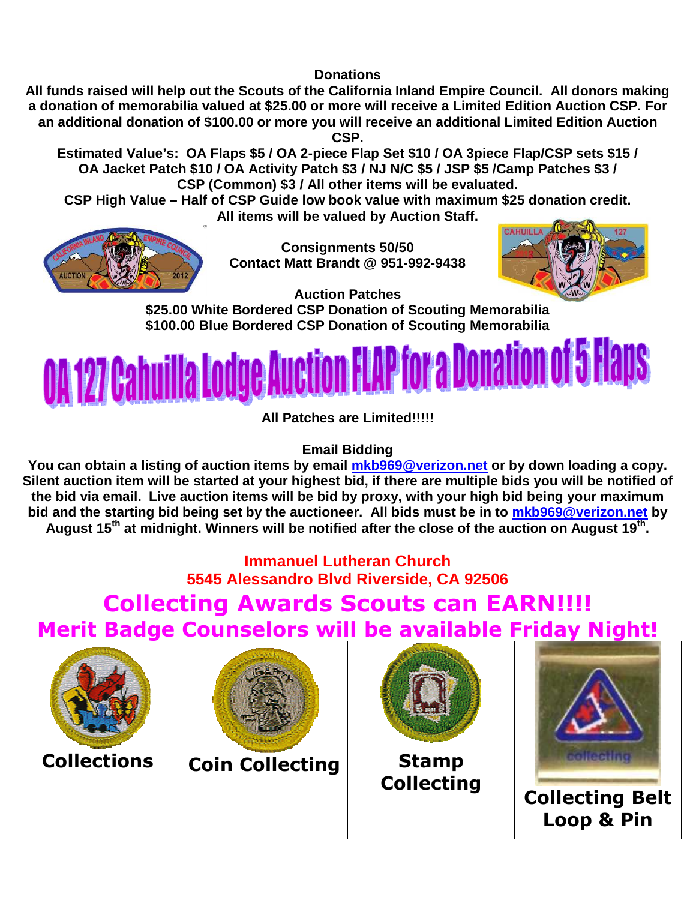**Donations**

**All funds raised will help out the Scouts of the California Inland Empire Council. All donors making a donation of memorabilia valued at \$25.00 or more will receive a Limited Edition Auction CSP. For an additional donation of \$100.00 or more you will receive an additional Limited Edition Auction CSP.**

**Estimated Value's: OA Flaps \$5 / OA 2-piece Flap Set \$10 / OA 3piece Flap/CSP sets \$15 / OA Jacket Patch \$10 / OA Activity Patch \$3 / NJ N/C \$5 / JSP \$5 /Camp Patches \$3 / CSP (Common) \$3 / All other items will be evaluated.**

**CSP High Value – Half of CSP Guide low book value with maximum \$25 donation credit.**

**All items will be valued by Auction Staff.**

**Consignments 50/50**
**Contact Matt Brandt @ 951-992-9438**

**Auction Patches**
**\$25.00 White Bordered CSP Donation of Scouting Memorabilia**
**\$100.00 Blue Bordered CSP Donation of Scouting Memorabilia**

# OA 127 Cahuilla Lodge Auction FLAP for a Donation of 5 Flaps

**All Patches are Limited!!!!!**

**Email Bidding**

**You can obtain a listing of auction items by email mkb969@verizon.net or by down loading a copy. Silent auction item will be started at your highest bid, if there are multiple bids you will be notified of the bid via email. Live auction items will be bid by proxy, with your high bid being your maximum bid and the starting bid being set by the auctioneer. All bids must be in to mkb969@verizon.net by August 15th at midnight. Winners will be notified after the close of the auction on August 19th.**

**Immanuel Lutheran Church**
**5545 Alessandro Blvd Riverside, CA 92506**

## Collecting Awards Scouts can EARN!!!!
## Merit Badge Counselors will be available Friday Night!

| | | | |
|---|---|---|---|
| **Collections** | **Coin Collecting** | **Stamp Collecting** | **Collecting Belt Loop & Pin** |